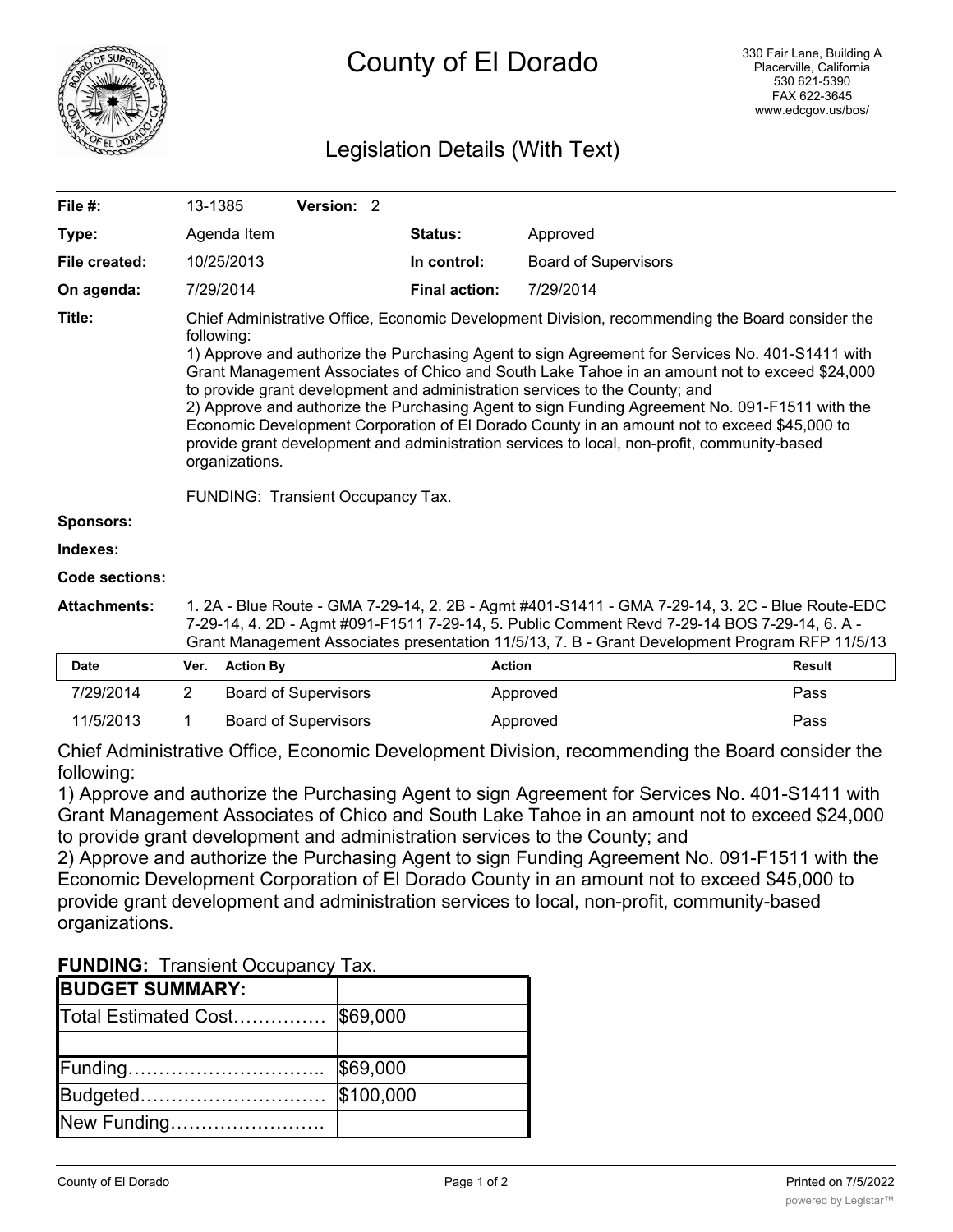# County of El Dorado

330 Fair Lane, Building A
Placerville, California
530 621-5390
FAX 622-3645
www.edcgov.us/bos/

## Legislation Details (With Text)

| | | | |
|---|---|---|---|
| **File #:** | 13-1385 **Version:** 2 | | |
| **Type:** | Agenda Item | **Status:** | Approved |
| **File created:** | 10/25/2013 | **In control:** | Board of Supervisors |
| **On agenda:** | 7/29/2014 | **Final action:** | 7/29/2014 |

**Title:** Chief Administrative Office, Economic Development Division, recommending the Board consider the following:
1) Approve and authorize the Purchasing Agent to sign Agreement for Services No. 401-S1411 with Grant Management Associates of Chico and South Lake Tahoe in an amount not to exceed $24,000 to provide grant development and administration services to the County; and
2) Approve and authorize the Purchasing Agent to sign Funding Agreement No. 091-F1511 with the Economic Development Corporation of El Dorado County in an amount not to exceed $45,000 to provide grant development and administration services to local, non-profit, community-based organizations.

FUNDING: Transient Occupancy Tax.

**Sponsors:**

**Indexes:**

**Code sections:**

**Attachments:** 1. 2A - Blue Route - GMA 7-29-14, 2. 2B - Agmt #401-S1411 - GMA 7-29-14, 3. 2C - Blue Route-EDC 7-29-14, 4. 2D - Agmt #091-F1511 7-29-14, 5. Public Comment Revd 7-29-14 BOS 7-29-14, 6. A - Grant Management Associates presentation 11/5/13, 7. B - Grant Development Program RFP 11/5/13

| Date | Ver. | Action By | Action | Result |
|---|---|---|---|---|
| 7/29/2014 | 2 | Board of Supervisors | Approved | Pass |
| 11/5/2013 | 1 | Board of Supervisors | Approved | Pass |

Chief Administrative Office, Economic Development Division, recommending the Board consider the following:
1) Approve and authorize the Purchasing Agent to sign Agreement for Services No. 401-S1411 with Grant Management Associates of Chico and South Lake Tahoe in an amount not to exceed $24,000 to provide grant development and administration services to the County; and
2) Approve and authorize the Purchasing Agent to sign Funding Agreement No. 091-F1511 with the Economic Development Corporation of El Dorado County in an amount not to exceed $45,000 to provide grant development and administration services to local, non-profit, community-based organizations.

**FUNDING:** Transient Occupancy Tax.

| **BUDGET SUMMARY:** | |
|---|---|
| Total Estimated Cost…………… | $69,000 |
| | |
| Funding………………………….. | $69,000 |
| Budgeted………………………… | $100,000 |
| New Funding……………………. | |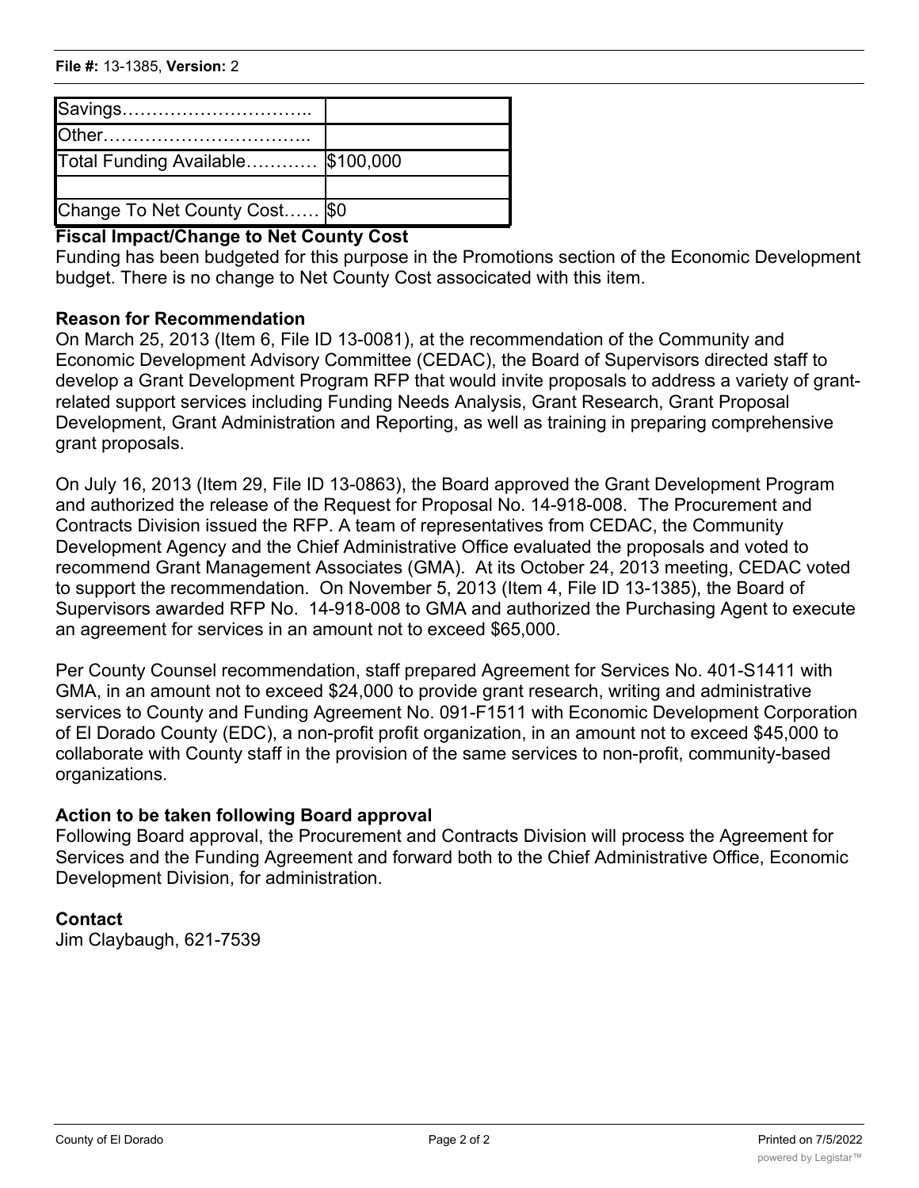File #: 13-1385, Version: 2

| | |
|---|---|
| Savings………………………….. | |
| Other…………………………….. | |
| Total Funding Available………… | $100,000 |
| | |
| Change To Net County Cost…… | $0 |

**Fiscal Impact/Change to Net County Cost**
Funding has been budgeted for this purpose in the Promotions section of the Economic Development budget. There is no change to Net County Cost associcated with this item.

**Reason for Recommendation**
On March 25, 2013 (Item 6, File ID 13-0081), at the recommendation of the Community and Economic Development Advisory Committee (CEDAC), the Board of Supervisors directed staff to develop a Grant Development Program RFP that would invite proposals to address a variety of grant-related support services including Funding Needs Analysis, Grant Research, Grant Proposal Development, Grant Administration and Reporting, as well as training in preparing comprehensive grant proposals.

On July 16, 2013 (Item 29, File ID 13-0863), the Board approved the Grant Development Program and authorized the release of the Request for Proposal No. 14-918-008. The Procurement and Contracts Division issued the RFP. A team of representatives from CEDAC, the Community Development Agency and the Chief Administrative Office evaluated the proposals and voted to recommend Grant Management Associates (GMA). At its October 24, 2013 meeting, CEDAC voted to support the recommendation. On November 5, 2013 (Item 4, File ID 13-1385), the Board of Supervisors awarded RFP No. 14-918-008 to GMA and authorized the Purchasing Agent to execute an agreement for services in an amount not to exceed $65,000.

Per County Counsel recommendation, staff prepared Agreement for Services No. 401-S1411 with GMA, in an amount not to exceed $24,000 to provide grant research, writing and administrative services to County and Funding Agreement No. 091-F1511 with Economic Development Corporation of El Dorado County (EDC), a non-profit profit organization, in an amount not to exceed $45,000 to collaborate with County staff in the provision of the same services to non-profit, community-based organizations.

**Action to be taken following Board approval**
Following Board approval, the Procurement and Contracts Division will process the Agreement for Services and the Funding Agreement and forward both to the Chief Administrative Office, Economic Development Division, for administration.

**Contact**
Jim Claybaugh, 621-7539